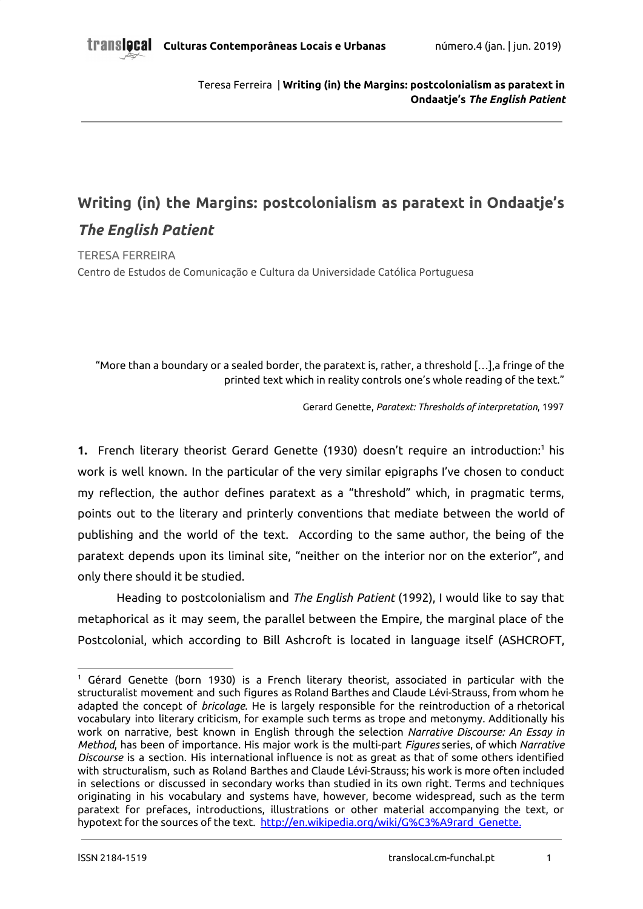# Writing (in) the Margins: postcolonialism as paratext in Ondaatje's *The English Patient*

TERESA FERREIRA

Centro de Estudos de Comunicação e Cultura da Universidade Católica Portuguesa

> "More than a boundary or a sealed border, the paratext is, rather, a threshold […],a fringe of the printed text which in reality controls one's whole reading of the text."
>
> Gerard Genette, *Paratext: Thresholds of interpretation*, 1997

**1.** French literary theorist Gerard Genette (1930) doesn't require an introduction:[1] his work is well known. In the particular of the very similar epigraphs I've chosen to conduct my reflection, the author defines paratext as a "threshold" which, in pragmatic terms, points out to the literary and printerly conventions that mediate between the world of publishing and the world of the text. According to the same author, the being of the paratext depends upon its liminal site, "neither on the interior nor on the exterior", and only there should it be studied.

Heading to postcolonialism and *The English Patient* (1992), I would like to say that metaphorical as it may seem, the parallel between the Empire, the marginal place of the Postcolonial, which according to Bill Ashcroft is located in language itself (ASHCROFT,

[1] Gérard Genette (born 1930) is a French literary theorist, associated in particular with the structuralist movement and such figures as Roland Barthes and Claude Lévi-Strauss, from whom he adapted the concept of *bricolage.* He is largely responsible for the reintroduction of a rhetorical vocabulary into literary criticism, for example such terms as trope and metonymy. Additionally his work on narrative, best known in English through the selection *Narrative Discourse: An Essay in Method*, has been of importance. His major work is the multi-part *Figures* series, of which *Narrative Discourse* is a section. His international influence is not as great as that of some others identified with structuralism, such as Roland Barthes and Claude Lévi-Strauss; his work is more often included in selections or discussed in secondary works than studied in its own right. Terms and techniques originating in his vocabulary and systems have, however, become widespread, such as the term paratext for prefaces, introductions, illustrations or other material accompanying the text, or hypotext for the sources of the text. http://en.wikipedia.org/wiki/G%C3%A9rard_Genette.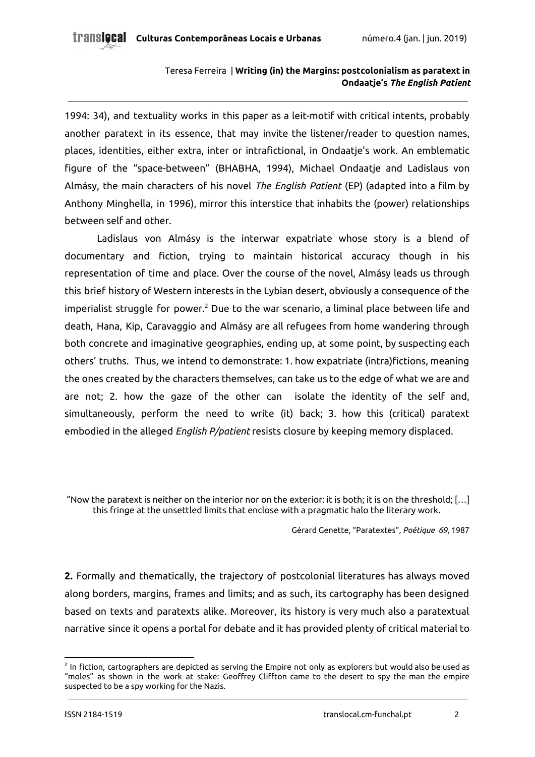1994: 34), and textuality works in this paper as a leit-motif with critical intents, probably another paratext in its essence, that may invite the listener/reader to question names, places, identities, either extra, inter or intrafictional, in Ondaatje's work. An emblematic figure of the "space-between" (BHABHA, 1994), Michael Ondaatje and Ladislaus von Almásy, the main characters of his novel *The English Patient* (EP) (adapted into a film by Anthony Minghella, in 1996), mirror this interstice that inhabits the (power) relationships between self and other.

Ladislaus von Almásy is the interwar expatriate whose story is a blend of documentary and fiction, trying to maintain historical accuracy though in his representation of time and place. Over the course of the novel, Almásy leads us through this brief history of Western interests in the Lybian desert, obviously a consequence of the imperialist struggle for power.[2] Due to the war scenario, a liminal place between life and death, Hana, Kip, Caravaggio and Almásy are all refugees from home wandering through both concrete and imaginative geographies, ending up, at some point, by suspecting each others' truths. Thus, we intend to demonstrate: 1. how expatriate (intra)fictions, meaning the ones created by the characters themselves, can take us to the edge of what we are and are not; 2. how the gaze of the other can isolate the identity of the self and, simultaneously, perform the need to write (it) back; 3. how this (critical) paratext embodied in the alleged *English P/patient* resists closure by keeping memory displaced.

"Now the paratext is neither on the interior nor on the exterior: it is both; it is on the threshold; […] this fringe at the unsettled limits that enclose with a pragmatic halo the literary work.

Gérard Genette, "Paratextes", *Poétique 69*, 1987

**2.** Formally and thematically, the trajectory of postcolonial literatures has always moved along borders, margins, frames and limits; and as such, its cartography has been designed based on texts and paratexts alike. Moreover, its history is very much also a paratextual narrative since it opens a portal for debate and it has provided plenty of critical material to

[2] In fiction, cartographers are depicted as serving the Empire not only as explorers but would also be used as "moles" as shown in the work at stake: Geoffrey Cliffton came to the desert to spy the man the empire suspected to be a spy working for the Nazis.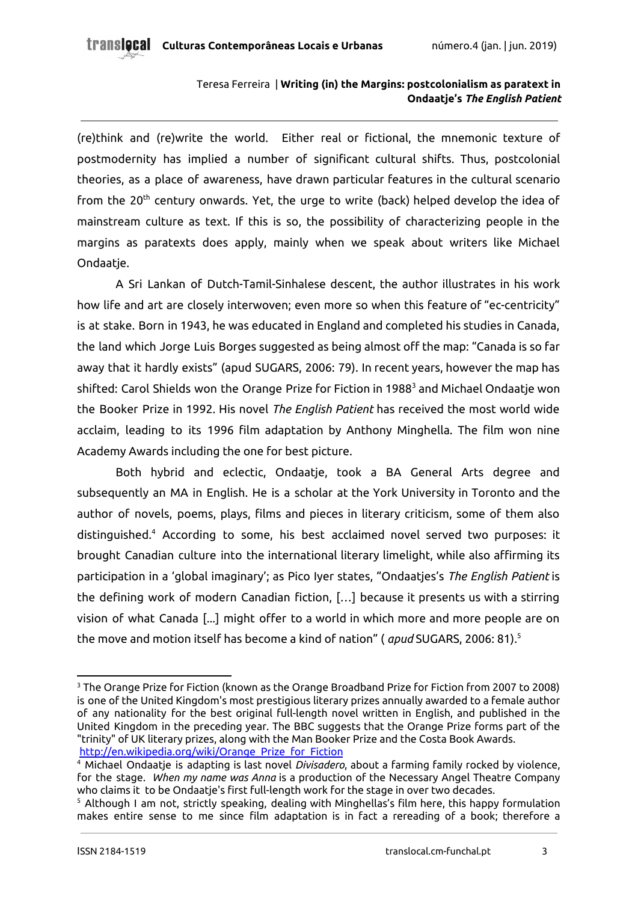(re)think and (re)write the world. Either real or fictional, the mnemonic texture of postmodernity has implied a number of significant cultural shifts. Thus, postcolonial theories, as a place of awareness, have drawn particular features in the cultural scenario from the 20th century onwards. Yet, the urge to write (back) helped develop the idea of mainstream culture as text. If this is so, the possibility of characterizing people in the margins as paratexts does apply, mainly when we speak about writers like Michael Ondaatje.

A Sri Lankan of Dutch-Tamil-Sinhalese descent, the author illustrates in his work how life and art are closely interwoven; even more so when this feature of "ec-centricity" is at stake. Born in 1943, he was educated in England and completed his studies in Canada, the land which Jorge Luis Borges suggested as being almost off the map: "Canada is so far away that it hardly exists" (apud SUGARS, 2006: 79). In recent years, however the map has shifted: Carol Shields won the Orange Prize for Fiction in 1988[3] and Michael Ondaatje won the Booker Prize in 1992. His novel *The English Patient* has received the most world wide acclaim, leading to its 1996 film adaptation by Anthony Minghella. The film won nine Academy Awards including the one for best picture.

Both hybrid and eclectic, Ondaatje, took a BA General Arts degree and subsequently an MA in English. He is a scholar at the York University in Toronto and the author of novels, poems, plays, films and pieces in literary criticism, some of them also distinguished.[4] According to some, his best acclaimed novel served two purposes: it brought Canadian culture into the international literary limelight, while also affirming its participation in a 'global imaginary'; as Pico Iyer states, "Ondaatjes's *The English Patient* is the defining work of modern Canadian fiction, […] because it presents us with a stirring vision of what Canada [...] might offer to a world in which more and more people are on the move and motion itself has become a kind of nation" ( *apud* SUGARS, 2006: 81).[5]

---

[3] The Orange Prize for Fiction (known as the Orange Broadband Prize for Fiction from 2007 to 2008) is one of the United Kingdom's most prestigious literary prizes annually awarded to a female author of any nationality for the best original full-length novel written in English, and published in the United Kingdom in the preceding year. The BBC suggests that the Orange Prize forms part of the "trinity" of UK literary prizes, along with the Man Booker Prize and the Costa Book Awards. http://en.wikipedia.org/wiki/Orange_Prize_for_Fiction

[4] Michael Ondaatje is adapting is last novel *Divisadero*, about a farming family rocked by violence, for the stage. *When my name was Anna* is a production of the Necessary Angel Theatre Company who claims it to be Ondaatje's first full-length work for the stage in over two decades.

[5] Although I am not, strictly speaking, dealing with Minghellas's film here, this happy formulation makes entire sense to me since film adaptation is in fact a rereading of a book; therefore a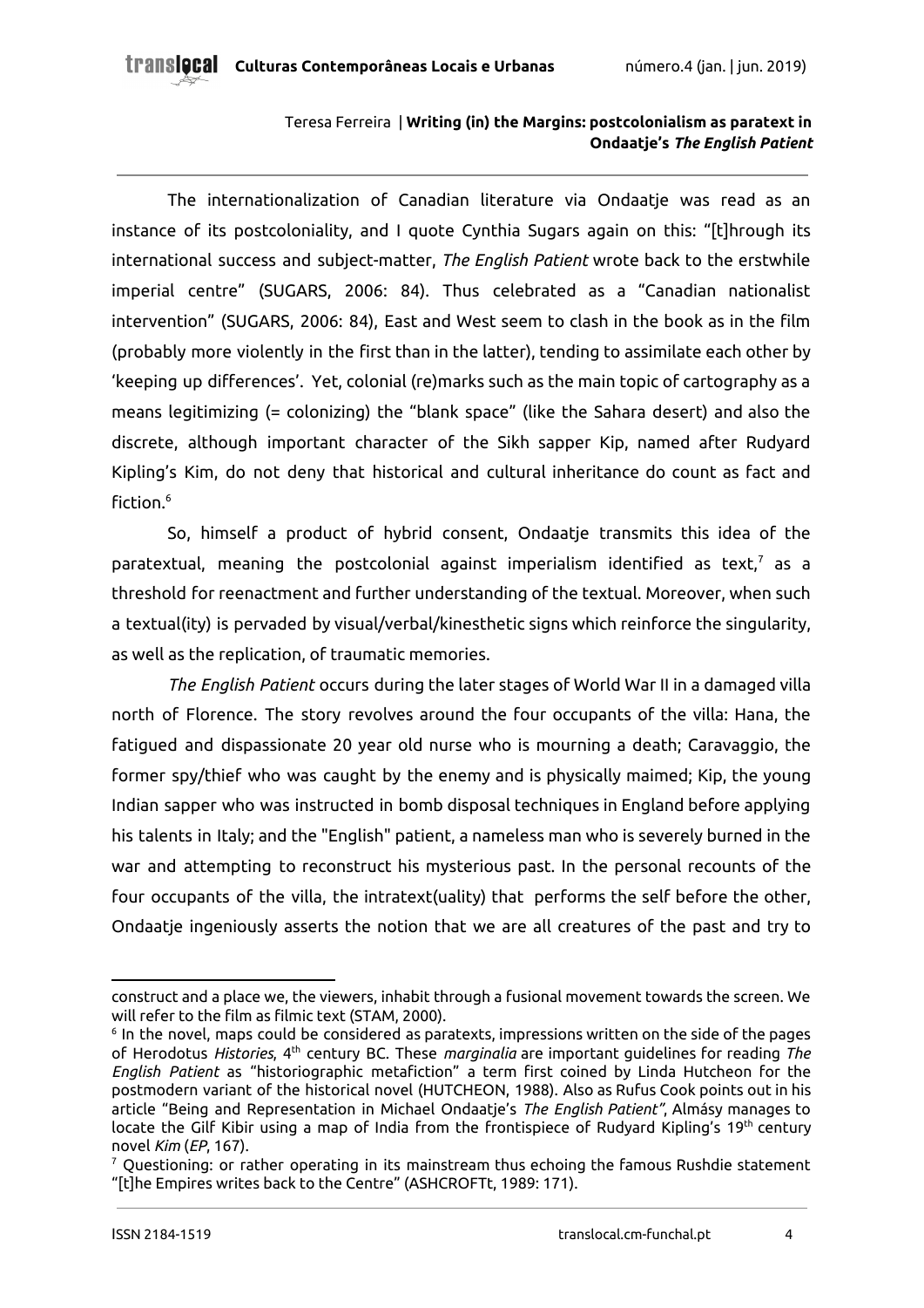The internationalization of Canadian literature via Ondaatje was read as an instance of its postcoloniality, and I quote Cynthia Sugars again on this: "[t]hrough its international success and subject-matter, *The English Patient* wrote back to the erstwhile imperial centre" (SUGARS, 2006: 84). Thus celebrated as a "Canadian nationalist intervention" (SUGARS, 2006: 84), East and West seem to clash in the book as in the film (probably more violently in the first than in the latter), tending to assimilate each other by 'keeping up differences'. Yet, colonial (re)marks such as the main topic of cartography as a means legitimizing (= colonizing) the "blank space" (like the Sahara desert) and also the discrete, although important character of the Sikh sapper Kip, named after Rudyard Kipling's Kim, do not deny that historical and cultural inheritance do count as fact and fiction.[6]

So, himself a product of hybrid consent, Ondaatje transmits this idea of the paratextual, meaning the postcolonial against imperialism identified as text,[7] as a threshold for reenactment and further understanding of the textual. Moreover, when such a textual(ity) is pervaded by visual/verbal/kinesthetic signs which reinforce the singularity, as well as the replication, of traumatic memories.

*The English Patient* occurs during the later stages of World War II in a damaged villa north of Florence. The story revolves around the four occupants of the villa: Hana, the fatigued and dispassionate 20 year old nurse who is mourning a death; Caravaggio, the former spy/thief who was caught by the enemy and is physically maimed; Kip, the young Indian sapper who was instructed in bomb disposal techniques in England before applying his talents in Italy; and the "English" patient, a nameless man who is severely burned in the war and attempting to reconstruct his mysterious past. In the personal recounts of the four occupants of the villa, the intratext(uality) that performs the self before the other, Ondaatje ingeniously asserts the notion that we are all creatures of the past and try to

---

construct and a place we, the viewers, inhabit through a fusional movement towards the screen. We will refer to the film as filmic text (STAM, 2000).

[6] In the novel, maps could be considered as paratexts, impressions written on the side of the pages of Herodotus *Histories*, 4th century BC. These *marginalia* are important guidelines for reading *The English Patient* as "historiographic metafiction" a term first coined by Linda Hutcheon for the postmodern variant of the historical novel (HUTCHEON, 1988). Also as Rufus Cook points out in his article "Being and Representation in Michael Ondaatje's *The English Patient*", Almásy manages to locate the Gilf Kibir using a map of India from the frontispiece of Rudyard Kipling's 19th century novel *Kim* (*EP*, 167).

[7] Questioning: or rather operating in its mainstream thus echoing the famous Rushdie statement "[t]he Empires writes back to the Centre" (ASHCROFTt, 1989: 171).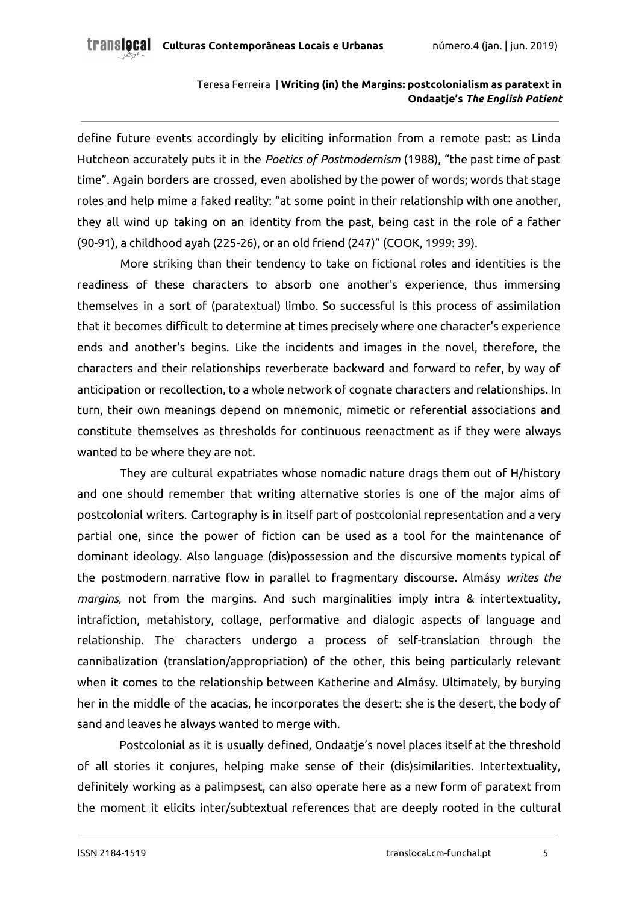define future events accordingly by eliciting information from a remote past: as Linda Hutcheon accurately puts it in the *Poetics of Postmodernism* (1988), "the past time of past time". Again borders are crossed, even abolished by the power of words; words that stage roles and help mime a faked reality: "at some point in their relationship with one another, they all wind up taking on an identity from the past, being cast in the role of a father (90-91), a childhood ayah (225-26), or an old friend (247)" (COOK, 1999: 39).

More striking than their tendency to take on fictional roles and identities is the readiness of these characters to absorb one another's experience, thus immersing themselves in a sort of (paratextual) limbo. So successful is this process of assimilation that it becomes difficult to determine at times precisely where one character's experience ends and another's begins. Like the incidents and images in the novel, therefore, the characters and their relationships reverberate backward and forward to refer, by way of anticipation or recollection, to a whole network of cognate characters and relationships. In turn, their own meanings depend on mnemonic, mimetic or referential associations and constitute themselves as thresholds for continuous reenactment as if they were always wanted to be where they are not.

They are cultural expatriates whose nomadic nature drags them out of H/history and one should remember that writing alternative stories is one of the major aims of postcolonial writers. Cartography is in itself part of postcolonial representation and a very partial one, since the power of fiction can be used as a tool for the maintenance of dominant ideology. Also language (dis)possession and the discursive moments typical of the postmodern narrative flow in parallel to fragmentary discourse. Almásy *writes the margins,* not from the margins. And such marginalities imply intra & intertextuality, intrafiction, metahistory, collage, performative and dialogic aspects of language and relationship. The characters undergo a process of self-translation through the cannibalization (translation/appropriation) of the other, this being particularly relevant when it comes to the relationship between Katherine and Almásy. Ultimately, by burying her in the middle of the acacias, he incorporates the desert: she is the desert, the body of sand and leaves he always wanted to merge with.

Postcolonial as it is usually defined, Ondaatje's novel places itself at the threshold of all stories it conjures, helping make sense of their (dis)similarities. Intertextuality, definitely working as a palimpsest, can also operate here as a new form of paratext from the moment it elicits inter/subtextual references that are deeply rooted in the cultural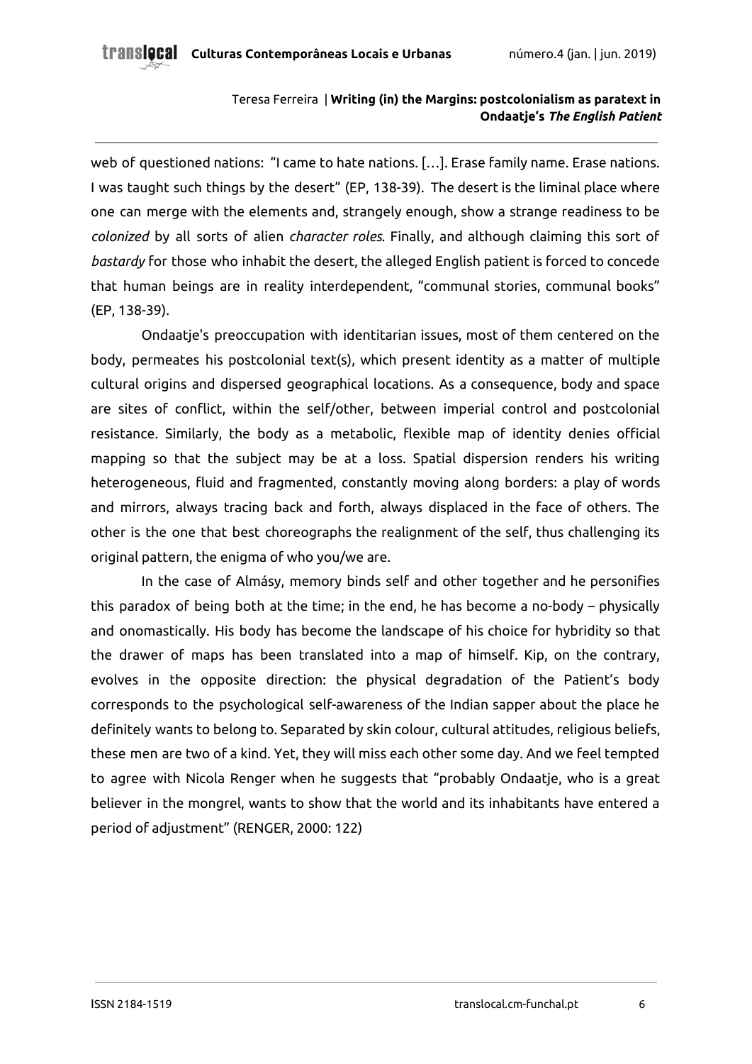web of questioned nations: "I came to hate nations. […]. Erase family name. Erase nations. I was taught such things by the desert" (EP, 138-39). The desert is the liminal place where one can merge with the elements and, strangely enough, show a strange readiness to be *colonized* by all sorts of alien *character roles*. Finally, and although claiming this sort of *bastardy* for those who inhabit the desert, the alleged English patient is forced to concede that human beings are in reality interdependent, "communal stories, communal books" (EP, 138-39).

Ondaatje's preoccupation with identitarian issues, most of them centered on the body, permeates his postcolonial text(s), which present identity as a matter of multiple cultural origins and dispersed geographical locations. As a consequence, body and space are sites of conflict, within the self/other, between imperial control and postcolonial resistance. Similarly, the body as a metabolic, flexible map of identity denies official mapping so that the subject may be at a loss. Spatial dispersion renders his writing heterogeneous, fluid and fragmented, constantly moving along borders: a play of words and mirrors, always tracing back and forth, always displaced in the face of others. The other is the one that best choreographs the realignment of the self, thus challenging its original pattern, the enigma of who you/we are.

In the case of Almásy, memory binds self and other together and he personifies this paradox of being both at the time; in the end, he has become a no-body – physically and onomastically. His body has become the landscape of his choice for hybridity so that the drawer of maps has been translated into a map of himself. Kip, on the contrary, evolves in the opposite direction: the physical degradation of the Patient's body corresponds to the psychological self-awareness of the Indian sapper about the place he definitely wants to belong to. Separated by skin colour, cultural attitudes, religious beliefs, these men are two of a kind. Yet, they will miss each other some day. And we feel tempted to agree with Nicola Renger when he suggests that "probably Ondaatje, who is a great believer in the mongrel, wants to show that the world and its inhabitants have entered a period of adjustment" (RENGER, 2000: 122)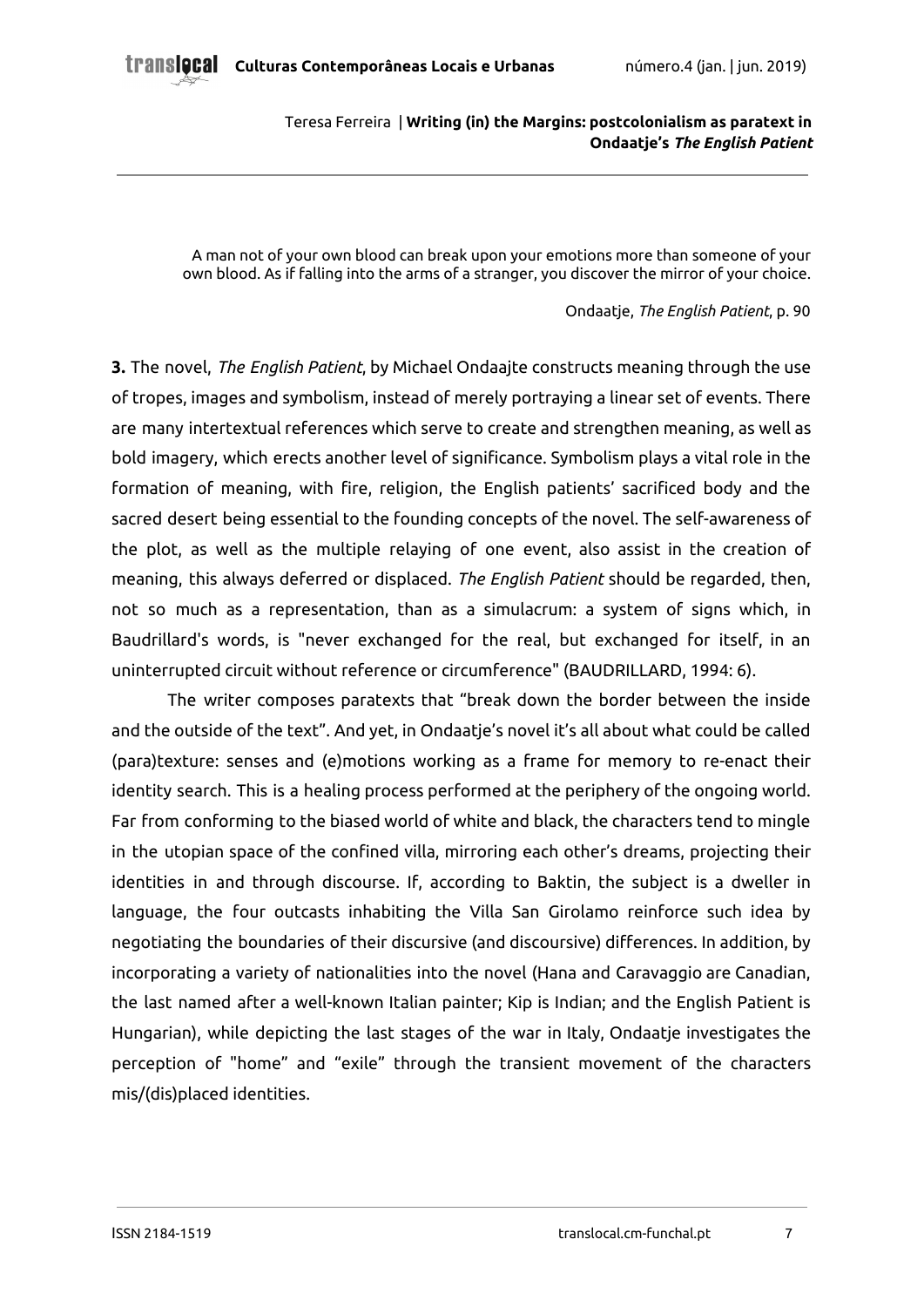> A man not of your own blood can break upon your emotions more than someone of your own blood. As if falling into the arms of a stranger, you discover the mirror of your choice.
>
> Ondaatje, *The English Patient*, p. 90

**3.** The novel, *The English Patient*, by Michael Ondaajte constructs meaning through the use of tropes, images and symbolism, instead of merely portraying a linear set of events. There are many intertextual references which serve to create and strengthen meaning, as well as bold imagery, which erects another level of significance. Symbolism plays a vital role in the formation of meaning, with fire, religion, the English patients' sacrificed body and the sacred desert being essential to the founding concepts of the novel. The self-awareness of the plot, as well as the multiple relaying of one event, also assist in the creation of meaning, this always deferred or displaced. *The English Patient* should be regarded, then, not so much as a representation, than as a simulacrum: a system of signs which, in Baudrillard's words, is "never exchanged for the real, but exchanged for itself, in an uninterrupted circuit without reference or circumference" (BAUDRILLARD, 1994: 6).

The writer composes paratexts that "break down the border between the inside and the outside of the text". And yet, in Ondaatje's novel it's all about what could be called (para)texture: senses and (e)motions working as a frame for memory to re-enact their identity search. This is a healing process performed at the periphery of the ongoing world. Far from conforming to the biased world of white and black, the characters tend to mingle in the utopian space of the confined villa, mirroring each other's dreams, projecting their identities in and through discourse. If, according to Baktin, the subject is a dweller in language, the four outcasts inhabiting the Villa San Girolamo reinforce such idea by negotiating the boundaries of their discursive (and discoursive) differences. In addition, by incorporating a variety of nationalities into the novel (Hana and Caravaggio are Canadian, the last named after a well-known Italian painter; Kip is Indian; and the English Patient is Hungarian), while depicting the last stages of the war in Italy, Ondaatje investigates the perception of "home" and "exile" through the transient movement of the characters mis/(dis)placed identities.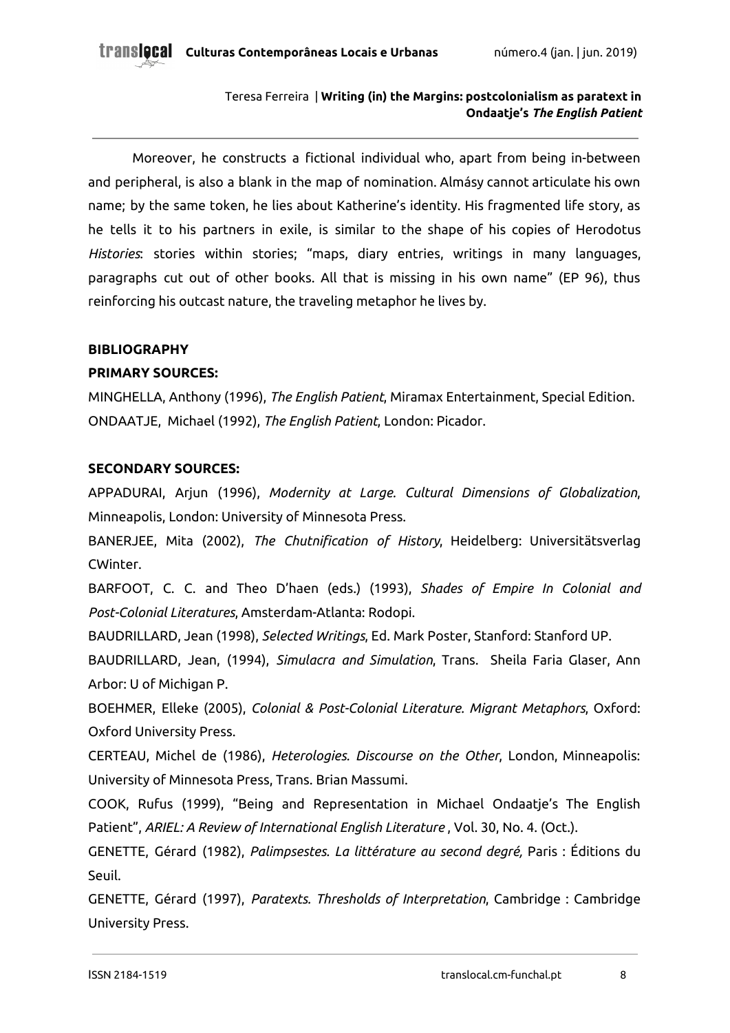Moreover, he constructs a fictional individual who, apart from being in-between and peripheral, is also a blank in the map of nomination. Almásy cannot articulate his own name; by the same token, he lies about Katherine's identity. His fragmented life story, as he tells it to his partners in exile, is similar to the shape of his copies of Herodotus *Histories*: stories within stories; "maps, diary entries, writings in many languages, paragraphs cut out of other books. All that is missing in his own name" (EP 96), thus reinforcing his outcast nature, the traveling metaphor he lives by.

## BIBLIOGRAPHY

### PRIMARY SOURCES:

MINGHELLA, Anthony (1996), *The English Patient*, Miramax Entertainment, Special Edition.

ONDAATJE, Michael (1992), *The English Patient*, London: Picador.

### SECONDARY SOURCES:

APPADURAI, Arjun (1996), *Modernity at Large. Cultural Dimensions of Globalization*, Minneapolis, London: University of Minnesota Press.

BANERJEE, Mita (2002), *The Chutnification of History*, Heidelberg: Universitätsverlag CWinter.

BARFOOT, C. C. and Theo D'haen (eds.) (1993), *Shades of Empire In Colonial and Post-Colonial Literatures*, Amsterdam-Atlanta: Rodopi.

BAUDRILLARD, Jean (1998), *Selected Writings*, Ed. Mark Poster, Stanford: Stanford UP.

BAUDRILLARD, Jean, (1994), *Simulacra and Simulation*, Trans. Sheila Faria Glaser, Ann Arbor: U of Michigan P.

BOEHMER, Elleke (2005), *Colonial & Post-Colonial Literature. Migrant Metaphors*, Oxford: Oxford University Press.

CERTEAU, Michel de (1986), *Heterologies. Discourse on the Other*, London, Minneapolis: University of Minnesota Press, Trans. Brian Massumi.

COOK, Rufus (1999), "Being and Representation in Michael Ondaatje's The English Patient", *ARIEL: A Review of International English Literature* , Vol. 30, No. 4. (Oct.).

GENETTE, Gérard (1982), *Palimpsestes. La littérature au second degré,* Paris : Éditions du Seuil.

GENETTE, Gérard (1997), *Paratexts. Thresholds of Interpretation*, Cambridge : Cambridge University Press.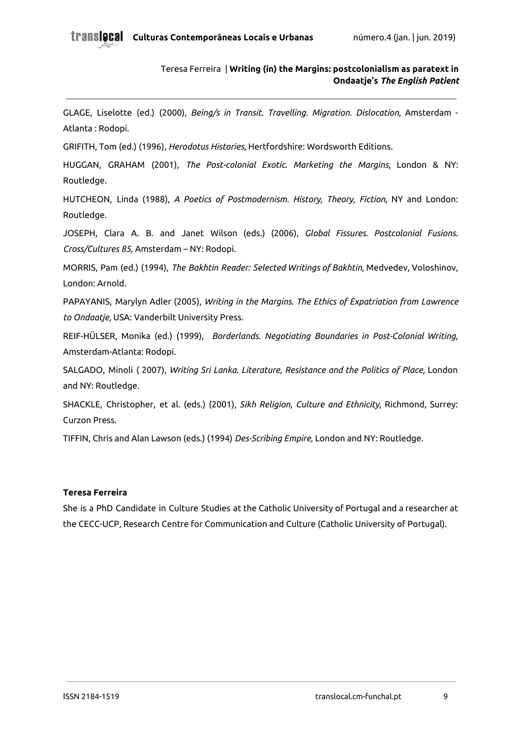GLAGE, Liselotte (ed.) (2000), *Being/s in Transit. Travelling. Migration. Dislocation*, Amsterdam - Atlanta : Rodopi.

GRIFITH, Tom (ed.) (1996), *Herodotus Histories*, Hertfordshire: Wordsworth Editions.

HUGGAN, GRAHAM (2001), *The Post-colonial Exotic. Marketing the Margins*, London & NY: Routledge.

HUTCHEON, Linda (1988), *A Poetics of Postmodernism. History, Theory, Fiction*, NY and London: Routledge.

JOSEPH, Clara A. B. and Janet Wilson (eds.) (2006), *Global Fissures. Postcolonial Fusions. Cross/Cultures 85*, Amsterdam – NY: Rodopi.

MORRIS, Pam (ed.) (1994), *The Bakhtin Reader: Selected Writings of Bakhtin*, Medvedev, Voloshinov, London: Arnold.

PAPAYANIS, Marylyn Adler (2005), *Writing in the Margins. The Ethics of Expatriation from Lawrence to Ondaatje*, USA: Vanderbilt University Press.

REIF-HÜLSER, Monika (ed.) (1999), *Borderlands. Negotiating Boundaries in Post-Colonial Writing*, Amsterdam-Atlanta: Rodopi.

SALGADO, Minoli ( 2007), *Writing Sri Lanka. Literature, Resistance and the Politics of Place*, London and NY: Routledge.

SHACKLE, Christopher, et al. (eds.) (2001), *Sikh Religion, Culture and Ethnicity*, Richmond, Surrey: Curzon Press.

TIFFIN, Chris and Alan Lawson (eds.) (1994) *Des-Scribing Empire*, London and NY: Routledge.

**Teresa Ferreira**

She is a PhD Candidate in Culture Studies at the Catholic University of Portugal and a researcher at the CECC-UCP, Research Centre for Communication and Culture (Catholic University of Portugal).